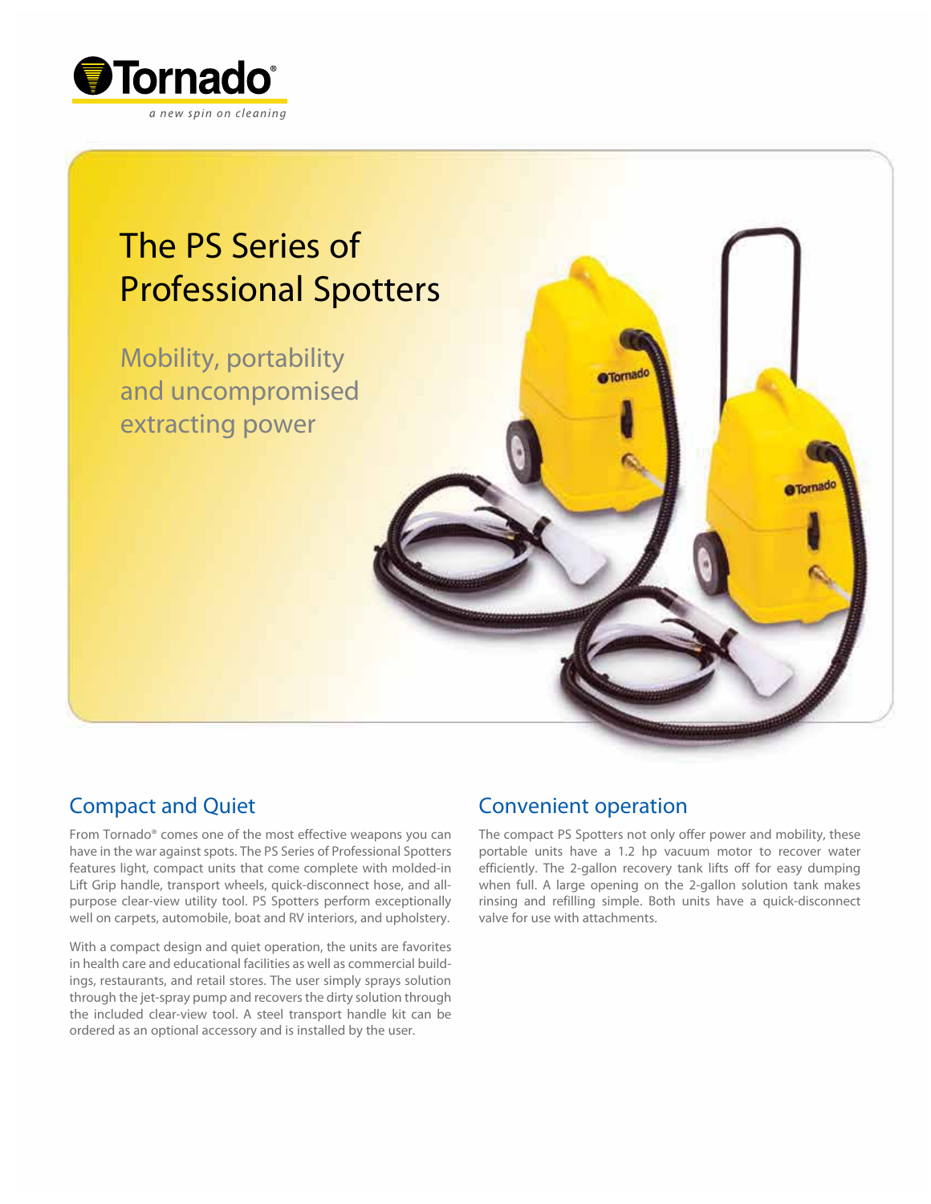Tornado®

*a new spin on cleaning*

# The PS Series of Professional Spotters

## Mobility, portability and uncompromised extracting power

## Compact and Quiet

From Tornado® comes one of the most effective weapons you can have in the war against spots. The PS Series of Professional Spotters features light, compact units that come complete with molded-in Lift Grip handle, transport wheels, quick-disconnect hose, and all-purpose clear-view utility tool. PS Spotters perform exceptionally well on carpets, automobile, boat and RV interiors, and upholstery.

With a compact design and quiet operation, the units are favorites in health care and educational facilities as well as commercial buildings, restaurants, and retail stores. The user simply sprays solution through the jet-spray pump and recovers the dirty solution through the included clear-view tool. A steel transport handle kit can be ordered as an optional accessory and is installed by the user.

## Convenient operation

The compact PS Spotters not only offer power and mobility, these portable units have a 1.2 hp vacuum motor to recover water efficiently. The 2-gallon recovery tank lifts off for easy dumping when full. A large opening on the 2-gallon solution tank makes rinsing and refilling simple. Both units have a quick-disconnect valve for use with attachments.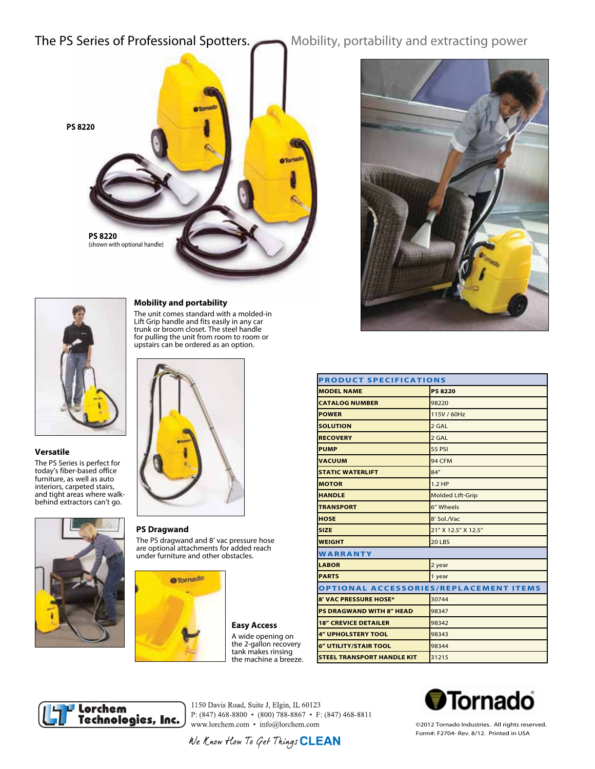# The PS Series of Professional Spotters.

## Mobility, portability and extracting power

PS 8220

PS 8220
(shown with optional handle)

### Mobility and portability

The unit comes standard with a molded-in Lift Grip handle and fits easily in any car trunk or broom closet. The steel handle for pulling the unit from room to room or upstairs can be ordered as an option.

### Versatile

The PS Series is perfect for today's fiber-based office furniture, as well as auto interiors, carpeted stairs, and tight areas where walk-behind extractors can't go.

### PS Dragwand

The PS dragwand and 8' vac pressure hose are optional attachments for added reach under furniture and other obstacles.

### Easy Access

A wide opening on the 2-gallon recovery tank makes rinsing the machine a breeze.

| PRODUCT SPECIFICATIONS | |
|---|---|
| MODEL NAME | PS 8220 |
| CATALOG NUMBER | 98220 |
| POWER | 115V / 60Hz |
| SOLUTION | 2 GAL |
| RECOVERY | 2 GAL |
| PUMP | 55 PSI |
| VACUUM | 94 CFM |
| STATIC WATERLIFT | 84" |
| MOTOR | 1.2 HP |
| HANDLE | Molded Lift-Grip |
| TRANSPORT | 6" Wheels |
| HOSE | 8' Sol./Vac |
| SIZE | 21" X 12.5" X 12.5" |
| WEIGHT | 20 LBS |
| **WARRANTY** | |
| LABOR | 2 year |
| PARTS | 1 year |
| **OPTIONAL ACCESSORIES/REPLACEMENT ITEMS** | |
| 8' VAC PRESSURE HOSE* | 30744 |
| PS DRAGWAND WITH 8" HEAD | 98347 |
| 18" CREVICE DETAILER | 98342 |
| 4" UPHOLSTERY TOOL | 98343 |
| 6" UTILITY/STAIR TOOL | 98344 |
| STEEL TRANSPORT HANDLE KIT | 31215 |

Lorchem Technologies, Inc.
1150 Davis Road, Suite J, Elgin, IL 60123
P: (847) 468-8800 • (800) 788-8867 • F: (847) 468-8811
www.lorchem.com • info@lorchem.com

*We Know How To Get Things* **CLEAN**

Tornado

©2012 Tornado Industries. All rights reserved.
Form#: F2704- Rev. 8/12. Printed in USA